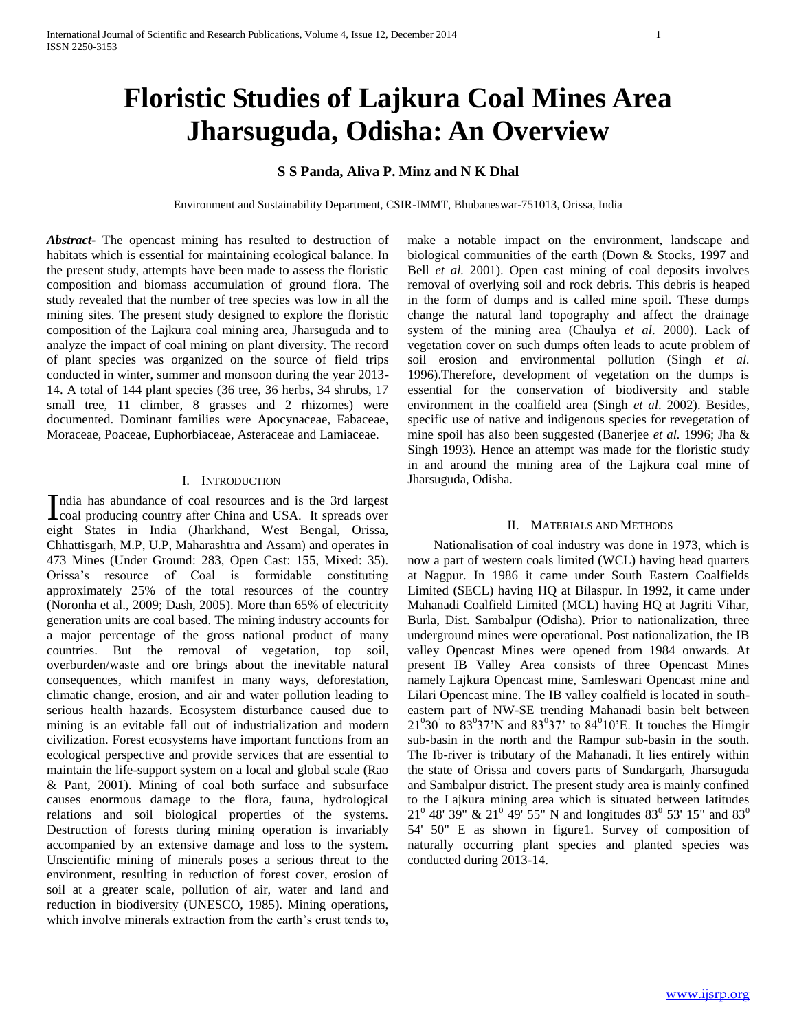# Floristic Studies of Lajkura Coal Mines Area Jharsuguda, Odisha: An Overview

**S S Panda, Aliva P. Minz and N K Dhal**

Environment and Sustainability Department, CSIR-IMMT, Bhubaneswar-751013, Orissa, India

***Abstract*-** The opencast mining has resulted to destruction of habitats which is essential for maintaining ecological balance. In the present study, attempts have been made to assess the floristic composition and biomass accumulation of ground flora. The study revealed that the number of tree species was low in all the mining sites. The present study designed to explore the floristic composition of the Lajkura coal mining area, Jharsuguda and to analyze the impact of coal mining on plant diversity. The record of plant species was organized on the source of field trips conducted in winter, summer and monsoon during the year 2013-14. A total of 144 plant species (36 tree, 36 herbs, 34 shrubs, 17 small tree, 11 climber, 8 grasses and 2 rhizomes) were documented. Dominant families were Apocynaceae, Fabaceae, Moraceae, Poaceae, Euphorbiaceae, Asteraceae and Lamiaceae.

## I. Introduction

India has abundance of coal resources and is the 3rd largest coal producing country after China and USA. It spreads over eight States in India (Jharkhand, West Bengal, Orissa, Chhattisgarh, M.P, U.P, Maharashtra and Assam) and operates in 473 Mines (Under Ground: 283, Open Cast: 155, Mixed: 35). Orissa's resource of Coal is formidable constituting approximately 25% of the total resources of the country (Noronha et al., 2009; Dash, 2005). More than 65% of electricity generation units are coal based. The mining industry accounts for a major percentage of the gross national product of many countries. But the removal of vegetation, top soil, overburden/waste and ore brings about the inevitable natural consequences, which manifest in many ways, deforestation, climatic change, erosion, and air and water pollution leading to serious health hazards. Ecosystem disturbance caused due to mining is an evitable fall out of industrialization and modern civilization. Forest ecosystems have important functions from an ecological perspective and provide services that are essential to maintain the life-support system on a local and global scale (Rao & Pant, 2001). Mining of coal both surface and subsurface causes enormous damage to the flora, fauna, hydrological relations and soil biological properties of the systems. Destruction of forests during mining operation is invariably accompanied by an extensive damage and loss to the system. Unscientific mining of minerals poses a serious threat to the environment, resulting in reduction of forest cover, erosion of soil at a greater scale, pollution of air, water and land and reduction in biodiversity (UNESCO, 1985). Mining operations, which involve minerals extraction from the earth's crust tends to, make a notable impact on the environment, landscape and biological communities of the earth (Down & Stocks, 1997 and Bell *et al.* 2001). Open cast mining of coal deposits involves removal of overlying soil and rock debris. This debris is heaped in the form of dumps and is called mine spoil. These dumps change the natural land topography and affect the drainage system of the mining area (Chaulya *et al*. 2000). Lack of vegetation cover on such dumps often leads to acute problem of soil erosion and environmental pollution (Singh *et al.* 1996).Therefore, development of vegetation on the dumps is essential for the conservation of biodiversity and stable environment in the coalfield area (Singh *et al*. 2002). Besides, specific use of native and indigenous species for revegetation of mine spoil has also been suggested (Banerjee *et al.* 1996; Jha & Singh 1993). Hence an attempt was made for the floristic study in and around the mining area of the Lajkura coal mine of Jharsuguda, Odisha.

## II. Materials and Methods

Nationalisation of coal industry was done in 1973, which is now a part of western coals limited (WCL) having head quarters at Nagpur. In 1986 it came under South Eastern Coalfields Limited (SECL) having HQ at Bilaspur. In 1992, it came under Mahanadi Coalfield Limited (MCL) having HQ at Jagriti Vihar, Burla, Dist. Sambalpur (Odisha). Prior to nationalization, three underground mines were operational. Post nationalization, the IB valley Opencast Mines were opened from 1984 onwards. At present IB Valley Area consists of three Opencast Mines namely Lajkura Opencast mine, Samleswari Opencast mine and Lilari Opencast mine. The IB valley coalfield is located in south-eastern part of NW-SE trending Mahanadi basin belt between $21^0 30^'$ to $83^0 37$'N and $83^0 37$' to $84^0 10$'E. It touches the Himgir sub-basin in the north and the Rampur sub-basin in the south. The Ib-river is tributary of the Mahanadi. It lies entirely within the state of Orissa and covers parts of Sundargarh, Jharsuguda and Sambalpur district. The present study area is mainly confined to the Lajkura mining area which is situated between latitudes $21^0$ 48' 39" & $21^0$ 49' 55" N and longitudes $83^0$ 53' 15" and $83^0$ 54' 50" E as shown in figure1. Survey of composition of naturally occurring plant species and planted species was conducted during 2013-14.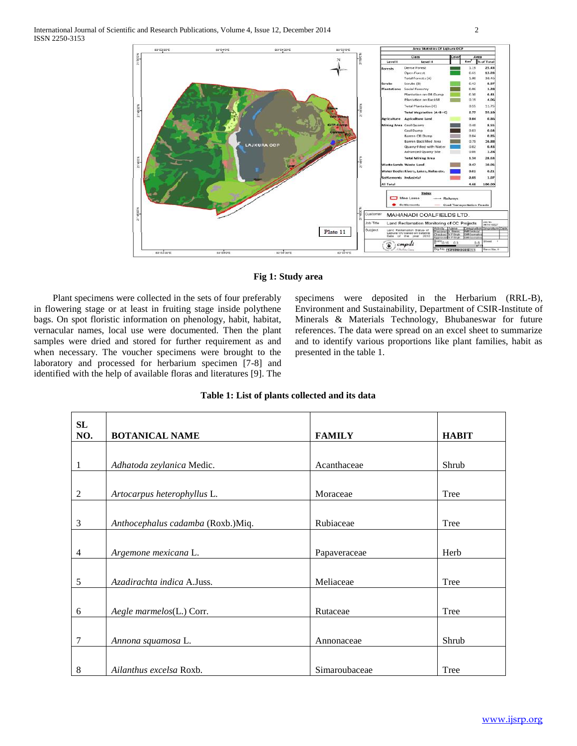Fig 1: Study area

Plant specimens were collected in the sets of four preferably in flowering stage or at least in fruiting stage inside polythene bags. On spot floristic information on phenology, habit, habitat, vernacular names, local use were documented. Then the plant samples were dried and stored for further requirement as and when necessary. The voucher specimens were brought to the laboratory and processed for herbarium specimen [7-8] and identified with the help of available floras and literatures [9]. The specimens were deposited in the Herbarium (RRL-B), Environment and Sustainability, Department of CSIR-Institute of Minerals & Materials Technology, Bhubaneswar for future references. The data were spread on an excel sheet to summarize and to identify various proportions like plant families, habit as presented in the table 1.

**Table 1: List of plants collected and its data**

| SL NO. | BOTANICAL NAME | FAMILY | HABIT |
|---|---|---|---|
| 1 | *Adhatoda zeylanica* Medic. | Acanthaceae | Shrub |
| 2 | *Artocarpus heterophyllus* L. | Moraceae | Tree |
| 3 | *Anthocephalus cadamba* (Roxb.)Miq. | Rubiaceae | Tree |
| 4 | *Argemone mexicana* L. | Papaveraceae | Herb |
| 5 | *Azadirachta indica* A.Juss. | Meliaceae | Tree |
| 6 | *Aegle marmelos*(L.) Corr. | Rutaceae | Tree |
| 7 | *Annona squamosa* L. | Annonaceae | Shrub |
| 8 | *Ailanthus excelsa* Roxb. | Simaroubaceae | Tree |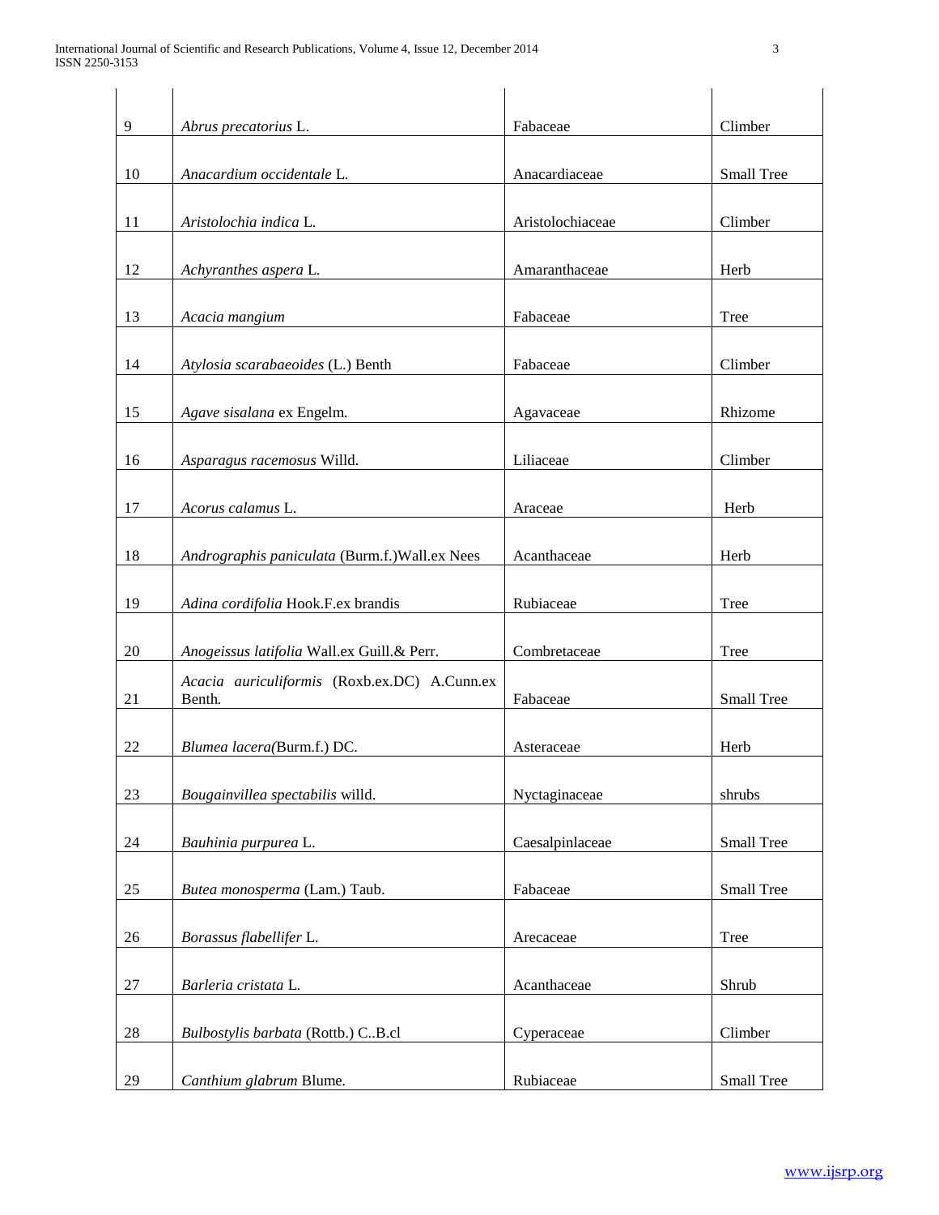| | | | |
|---|---|---|---|
| 9 | *Abrus precatorius* L. | Fabaceae | Climber |
| 10 | *Anacardium occidentale* L. | Anacardiaceae | Small Tree |
| 11 | *Aristolochia indica* L. | Aristolochiaceae | Climber |
| 12 | *Achyranthes aspera* L. | Amaranthaceae | Herb |
| 13 | *Acacia mangium* | Fabaceae | Tree |
| 14 | *Atylosia scarabaeoides* (L.) Benth | Fabaceae | Climber |
| 15 | *Agave sisalana* ex Engelm. | Agavaceae | Rhizome |
| 16 | *Asparagus racemosus* Willd. | Liliaceae | Climber |
| 17 | *Acorus calamus* L. | Araceae | Herb |
| 18 | *Andrographis paniculata* (Burm.f.)Wall.ex Nees | Acanthaceae | Herb |
| 19 | *Adina cordifolia* Hook.F.ex brandis | Rubiaceae | Tree |
| 20 | *Anogeissus latifolia* Wall.ex Guill.& Perr. | Combretaceae | Tree |
| 21 | *Acacia auriculiformis* (Roxb.ex.DC) A.Cunn.ex Benth. | Fabaceae | Small Tree |
| 22 | *Blumea lacera*(Burm.f.) DC. | Asteraceae | Herb |
| 23 | *Bougainvillea spectabilis* willd. | Nyctaginaceae | shrubs |
| 24 | *Bauhinia purpurea* L. | Caesalpinlaceae | Small Tree |
| 25 | *Butea monosperma* (Lam.) Taub. | Fabaceae | Small Tree |
| 26 | *Borassus flabellifer* L. | Arecaceae | Tree |
| 27 | *Barleria cristata* L. | Acanthaceae | Shrub |
| 28 | *Bulbostylis barbata* (Rottb.) C..B.cl | Cyperaceae | Climber |
| 29 | *Canthium glabrum* Blume. | Rubiaceae | Small Tree |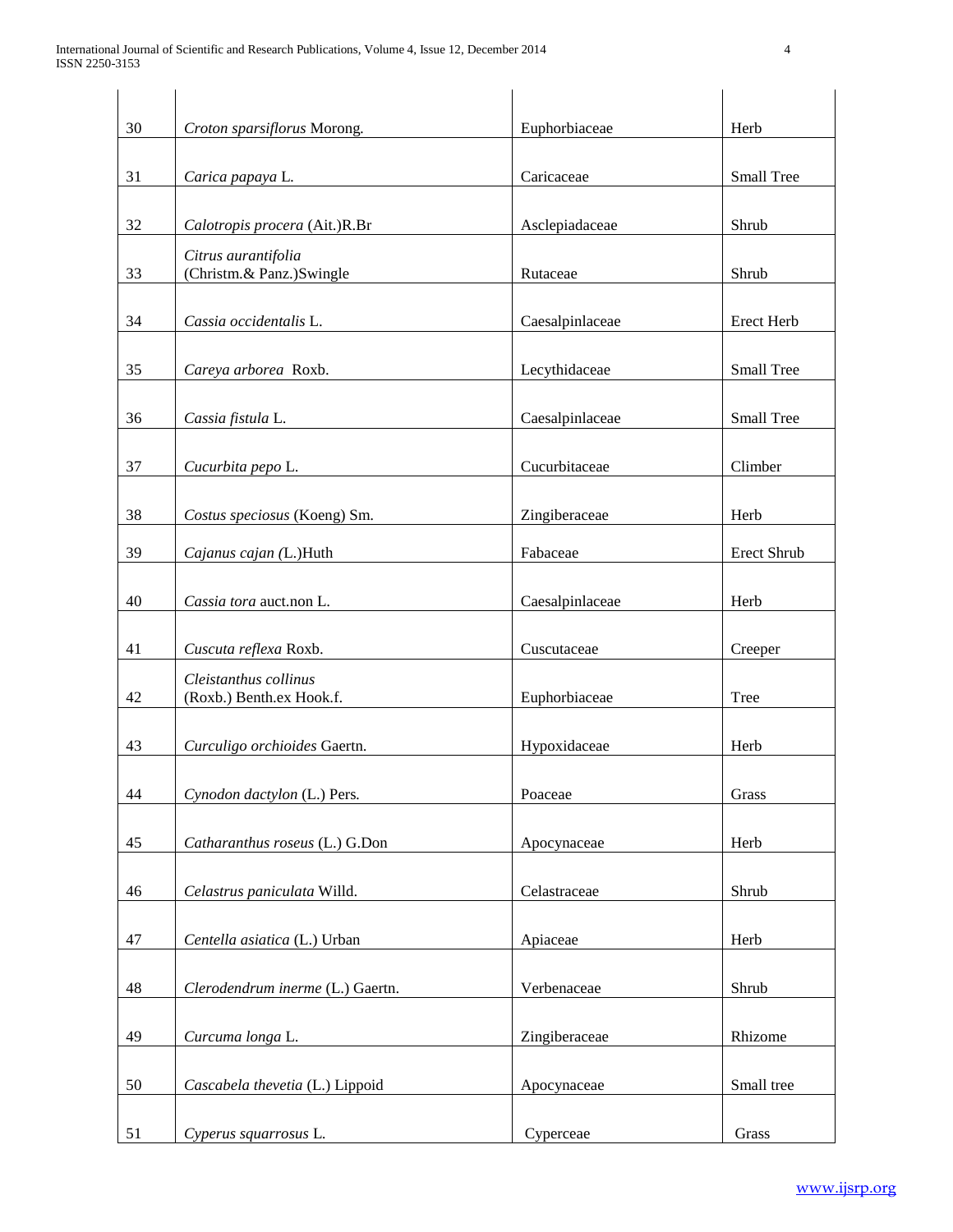| | | | |
|---|---|---|---|
| 30 | *Croton sparsiflorus* Morong. | Euphorbiaceae | Herb |
| 31 | *Carica papaya* L. | Caricaceae | Small Tree |
| 32 | *Calotropis procera* (Ait.)R.Br | Asclepiadaceae | Shrub |
| 33 | *Citrus aurantifolia* (Christm.& Panz.)Swingle | Rutaceae | Shrub |
| 34 | *Cassia occidentalis* L. | Caesalpinlaceae | Erect Herb |
| 35 | *Careya arborea* Roxb. | Lecythidaceae | Small Tree |
| 36 | *Cassia fistula* L. | Caesalpinlaceae | Small Tree |
| 37 | *Cucurbita pepo* L. | Cucurbitaceae | Climber |
| 38 | *Costus speciosus* (Koeng) Sm. | Zingiberaceae | Herb |
| 39 | *Cajanus cajan (*L.)Huth | Fabaceae | Erect Shrub |
| 40 | *Cassia tora* auct.non L. | Caesalpinlaceae | Herb |
| 41 | *Cuscuta reflexa* Roxb. | Cuscutaceae | Creeper |
| 42 | *Cleistanthus collinus* (Roxb.) Benth.ex Hook.f. | Euphorbiaceae | Tree |
| 43 | *Curculigo orchioides* Gaertn. | Hypoxidaceae | Herb |
| 44 | *Cynodon dactylon* (L.) Pers. | Poaceae | Grass |
| 45 | *Catharanthus roseus* (L.) G.Don | Apocynaceae | Herb |
| 46 | *Celastrus paniculata* Willd. | Celastraceae | Shrub |
| 47 | *Centella asiatica* (L.) Urban | Apiaceae | Herb |
| 48 | *Clerodendrum inerme* (L.) Gaertn. | Verbenaceae | Shrub |
| 49 | *Curcuma longa* L. | Zingiberaceae | Rhizome |
| 50 | *Cascabela thevetia* (L.) Lippoid | Apocynaceae | Small tree |
| 51 | *Cyperus squarrosus* L. | Cyperceae | Grass |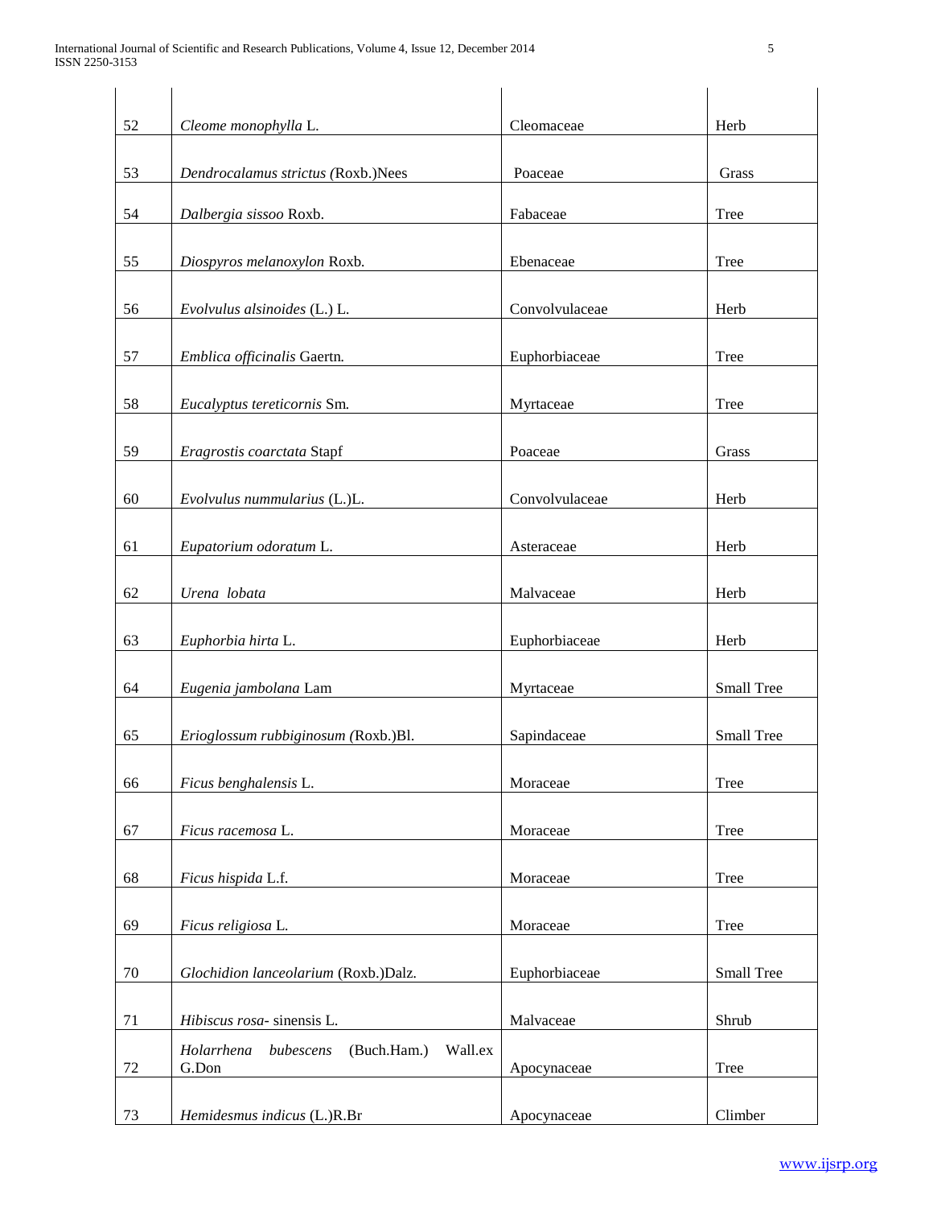| | | | |
|---|---|---|---|
| 52 | *Cleome monophylla* L. | Cleomaceae | Herb |
| 53 | *Dendrocalamus strictus (*Roxb.)Nees | Poaceae | Grass |
| 54 | *Dalbergia sissoo* Roxb. | Fabaceae | Tree |
| 55 | *Diospyros melanoxylon* Roxb. | Ebenaceae | Tree |
| 56 | *Evolvulus alsinoides* (L.) L. | Convolvulaceae | Herb |
| 57 | *Emblica officinalis* Gaertn. | Euphorbiaceae | Tree |
| 58 | *Eucalyptus tereticornis* Sm. | Myrtaceae | Tree |
| 59 | *Eragrostis coarctata* Stapf | Poaceae | Grass |
| 60 | *Evolvulus nummularius* (L.)L. | Convolvulaceae | Herb |
| 61 | *Eupatorium odoratum* L. | Asteraceae | Herb |
| 62 | *Urena lobata* | Malvaceae | Herb |
| 63 | *Euphorbia hirta* L. | Euphorbiaceae | Herb |
| 64 | *Eugenia jambolana* Lam | Myrtaceae | Small Tree |
| 65 | *Erioglossum rubbiginosum (*Roxb.)Bl. | Sapindaceae | Small Tree |
| 66 | *Ficus benghalensis* L. | Moraceae | Tree |
| 67 | *Ficus racemosa* L. | Moraceae | Tree |
| 68 | *Ficus hispida* L.f. | Moraceae | Tree |
| 69 | *Ficus religiosa* L. | Moraceae | Tree |
| 70 | *Glochidion lanceolarium* (Roxb.)Dalz. | Euphorbiaceae | Small Tree |
| 71 | *Hibiscus rosa-* sinensis L. | Malvaceae | Shrub |
| 72 | *Holarrhena bubescens* (Buch.Ham.) Wall.ex G.Don | Apocynaceae | Tree |
| 73 | *Hemidesmus indicus* (L.)R.Br | Apocynaceae | Climber |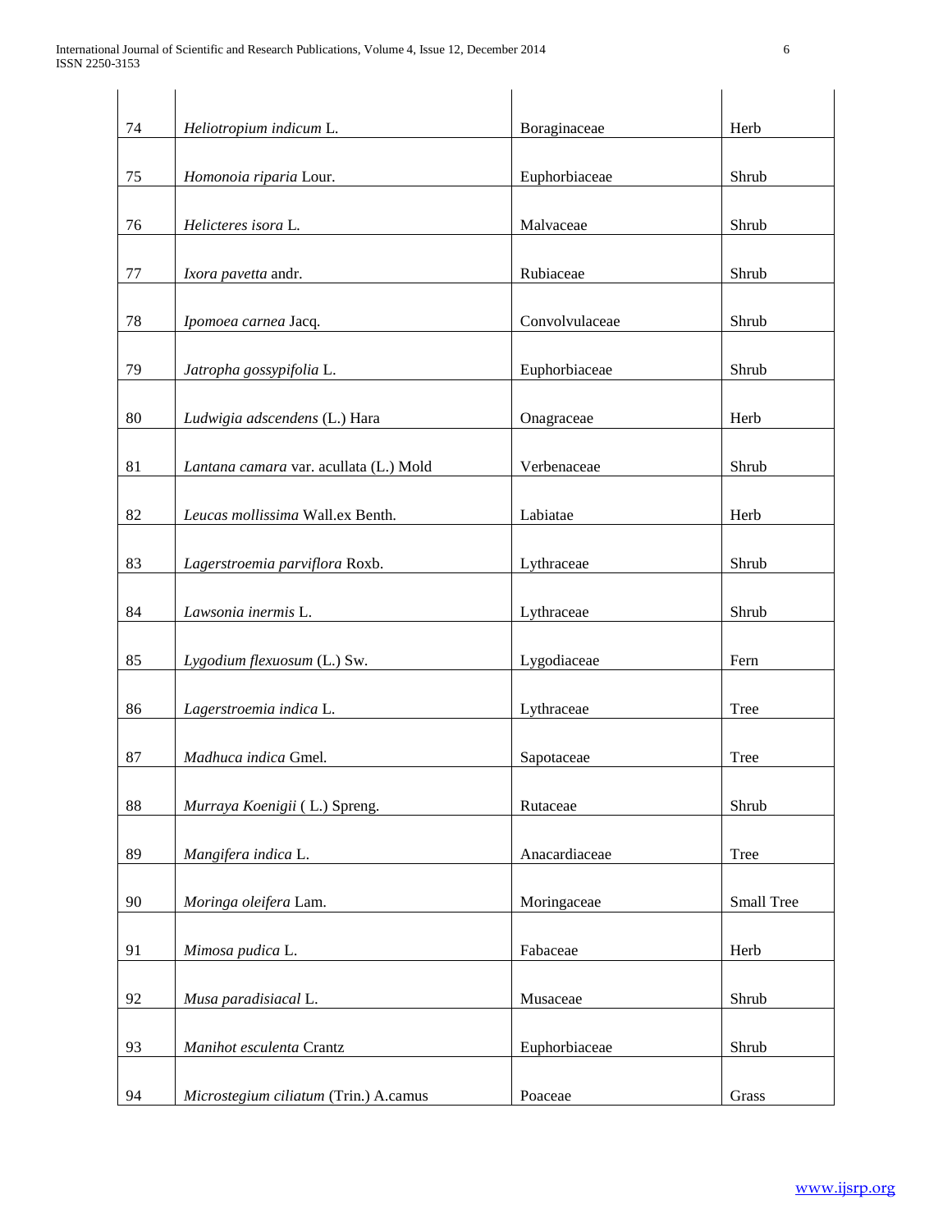| | | | |
|---|---|---|---|
| 74 | *Heliotropium indicum* L. | Boraginaceae | Herb |
| 75 | *Homonoia riparia* Lour. | Euphorbiaceae | Shrub |
| 76 | *Helicteres isora* L. | Malvaceae | Shrub |
| 77 | *Ixora pavetta* andr. | Rubiaceae | Shrub |
| 78 | *Ipomoea carnea* Jacq. | Convolvulaceae | Shrub |
| 79 | *Jatropha gossypifolia* L. | Euphorbiaceae | Shrub |
| 80 | *Ludwigia adscendens* (L.) Hara | Onagraceae | Herb |
| 81 | *Lantana camara* var. acullata (L.) Mold | Verbenaceae | Shrub |
| 82 | *Leucas mollissima* Wall.ex Benth. | Labiatae | Herb |
| 83 | *Lagerstroemia parviflora* Roxb. | Lythraceae | Shrub |
| 84 | *Lawsonia inermis* L. | Lythraceae | Shrub |
| 85 | *Lygodium flexuosum* (L.) Sw. | Lygodiaceae | Fern |
| 86 | *Lagerstroemia indica* L. | Lythraceae | Tree |
| 87 | *Madhuca indica* Gmel. | Sapotaceae | Tree |
| 88 | *Murraya Koenigii* ( L.) Spreng. | Rutaceae | Shrub |
| 89 | *Mangifera indica* L. | Anacardiaceae | Tree |
| 90 | *Moringa oleifera* Lam. | Moringaceae | Small Tree |
| 91 | *Mimosa pudica* L. | Fabaceae | Herb |
| 92 | *Musa paradisiacal* L. | Musaceae | Shrub |
| 93 | *Manihot esculenta* Crantz | Euphorbiaceae | Shrub |
| 94 | *Microstegium ciliatum* (Trin.) A.camus | Poaceae | Grass |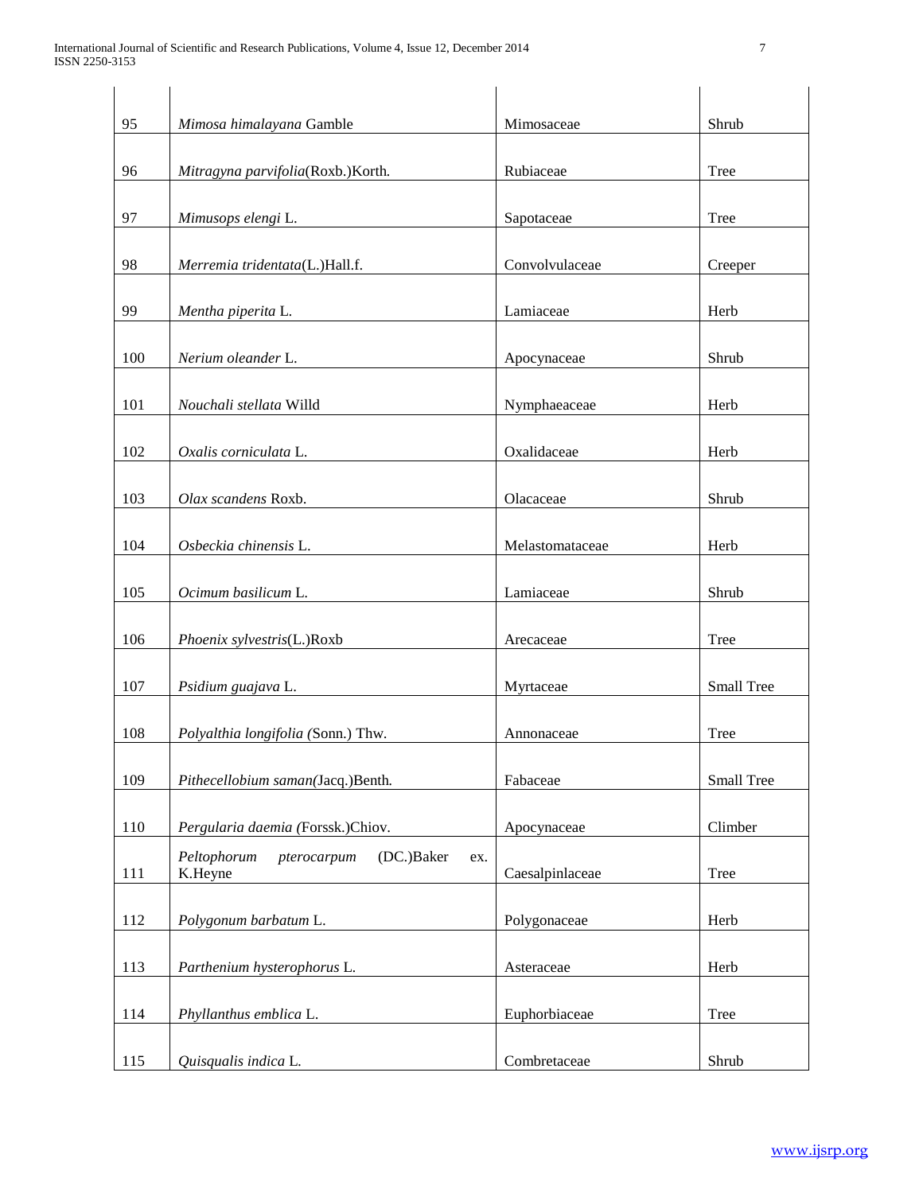| 95 | *Mimosa himalayana* Gamble | Mimosaceae | Shrub |
|---|---|---|---|
| 96 | *Mitragyna parvifolia*(Roxb.)Korth. | Rubiaceae | Tree |
| 97 | *Mimusops elengi* L. | Sapotaceae | Tree |
| 98 | *Merremia tridentata*(L.)Hall.f. | Convolvulaceae | Creeper |
| 99 | *Mentha piperita* L. | Lamiaceae | Herb |
| 100 | *Nerium oleander* L. | Apocynaceae | Shrub |
| 101 | *Nouchali stellata* Willd | Nymphaeaceae | Herb |
| 102 | *Oxalis corniculata* L. | Oxalidaceae | Herb |
| 103 | *Olax scandens* Roxb. | Olacaceae | Shrub |
| 104 | *Osbeckia chinensis* L. | Melastomataceae | Herb |
| 105 | *Ocimum basilicum* L. | Lamiaceae | Shrub |
| 106 | *Phoenix sylvestris*(L.)Roxb | Arecaceae | Tree |
| 107 | *Psidium guajava* L. | Myrtaceae | Small Tree |
| 108 | *Polyalthia longifolia* (Sonn.) Thw. | Annonaceae | Tree |
| 109 | *Pithecellobium saman*(Jacq.)Benth. | Fabaceae | Small Tree |
| 110 | *Pergularia daemia* (Forssk.)Chiov. | Apocynaceae | Climber |
| 111 | *Peltophorum pterocarpum* (DC.)Baker ex. K.Heyne | Caesalpinlaceae | Tree |
| 112 | *Polygonum barbatum* L. | Polygonaceae | Herb |
| 113 | *Parthenium hysterophorus* L. | Asteraceae | Herb |
| 114 | *Phyllanthus emblica* L. | Euphorbiaceae | Tree |
| 115 | *Quisqualis indica* L. | Combretaceae | Shrub |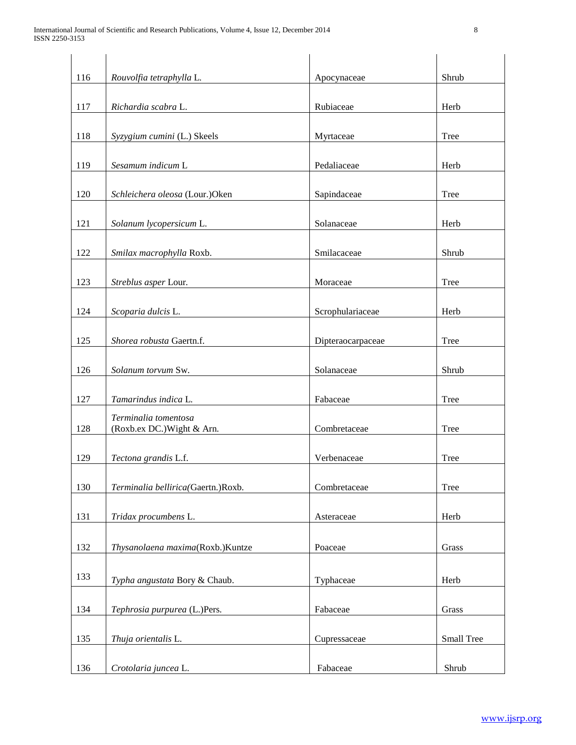|  |  |  |  |
|---|---|---|---|
| 116 | *Rouvolfia tetraphylla* L. | Apocynaceae | Shrub |
| 117 | *Richardia scabra* L. | Rubiaceae | Herb |
| 118 | *Syzygium cumini* (L.) Skeels | Myrtaceae | Tree |
| 119 | *Sesamum indicum* L | Pedaliaceae | Herb |
| 120 | *Schleichera oleosa* (Lour.)Oken | Sapindaceae | Tree |
| 121 | *Solanum lycopersicum* L. | Solanaceae | Herb |
| 122 | *Smilax macrophylla* Roxb. | Smilacaceae | Shrub |
| 123 | *Streblus asper* Lour. | Moraceae | Tree |
| 124 | *Scoparia dulcis* L. | Scrophulariaceae | Herb |
| 125 | *Shorea robusta* Gaertn.f. | Dipteraocarpaceae | Tree |
| 126 | *Solanum torvum* Sw. | Solanaceae | Shrub |
| 127 | *Tamarindus indica* L. | Fabaceae | Tree |
| 128 | *Terminalia tomentosa* (Roxb.ex DC.)Wight & Arn. | Combretaceae | Tree |
| 129 | *Tectona grandis* L.f. | Verbenaceae | Tree |
| 130 | *Terminalia bellirica*(Gaertn.)Roxb. | Combretaceae | Tree |
| 131 | *Tridax procumbens* L. | Asteraceae | Herb |
| 132 | *Thysanolaena maxima*(Roxb.)Kuntze | Poaceae | Grass |
| 133 | *Typha angustata* Bory & Chaub. | Typhaceae | Herb |
| 134 | *Tephrosia purpurea* (L.)Pers. | Fabaceae | Grass |
| 135 | *Thuja orientalis* L. | Cupressaceae | Small Tree |
| 136 | *Crotolaria juncea* L. | Fabaceae | Shrub |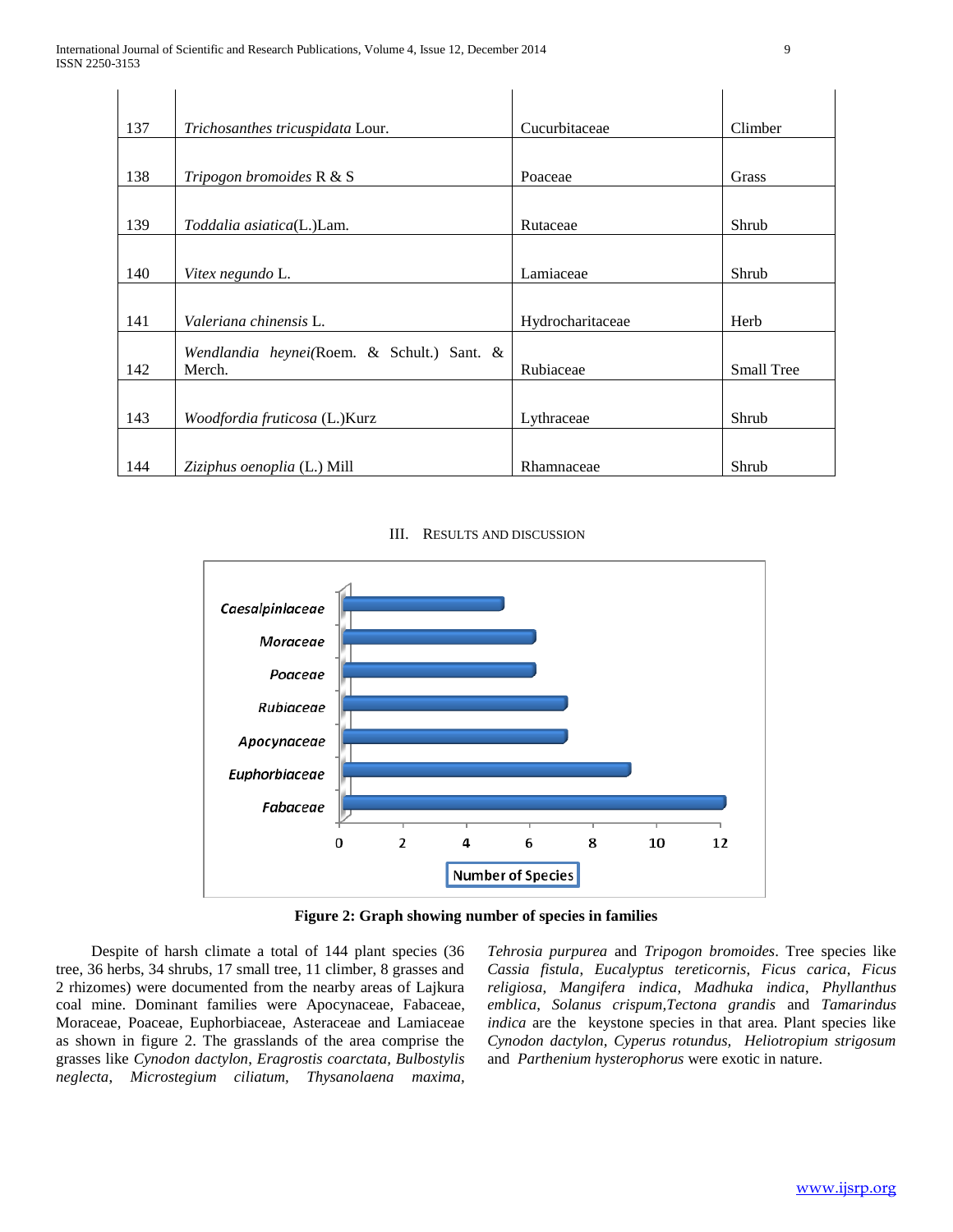| | | | |
|---|---|---|---|
| 137 | *Trichosanthes tricuspidata* Lour. | Cucurbitaceae | Climber |
| 138 | *Tripogon bromoides* R & S | Poaceae | Grass |
| 139 | *Toddalia asiatica*(L.)Lam. | Rutaceae | Shrub |
| 140 | *Vitex negundo* L. | Lamiaceae | Shrub |
| 141 | *Valeriana chinensis* L. | Hydrocharitaceae | Herb |
| 142 | *Wendlandia heynei*(Roem. & Schult.) Sant. & Merch. | Rubiaceae | Small Tree |
| 143 | *Woodfordia fruticosa* (L.)Kurz | Lythraceae | Shrub |
| 144 | *Ziziphus oenoplia* (L.) Mill | Rhamnaceae | Shrub |

## III. Results and Discussion

**Figure 2: Graph showing number of species in families**

Despite of harsh climate a total of 144 plant species (36 tree, 36 herbs, 34 shrubs, 17 small tree, 11 climber, 8 grasses and 2 rhizomes) were documented from the nearby areas of Lajkura coal mine. Dominant families were Apocynaceae, Fabaceae, Moraceae, Poaceae, Euphorbiaceae, Asteraceae and Lamiaceae as shown in figure 2. The grasslands of the area comprise the grasses like *Cynodon dactylon, Eragrostis coarctata, Bulbostylis neglecta, Microstegium ciliatum, Thysanolaena maxima, Tehrosia purpurea* and *Tripogon bromoides*. Tree species like *Cassia fistula, Eucalyptus tereticornis, Ficus carica, Ficus religiosa, Mangifera indica, Madhuka indica, Phyllanthus emblica, Solanus crispum,Tectona grandis* and *Tamarindus indica* are the keystone species in that area. Plant species like *Cynodon dactylon, Cyperus rotundus, Heliotropium strigosum* and *Parthenium hysterophorus* were exotic in nature.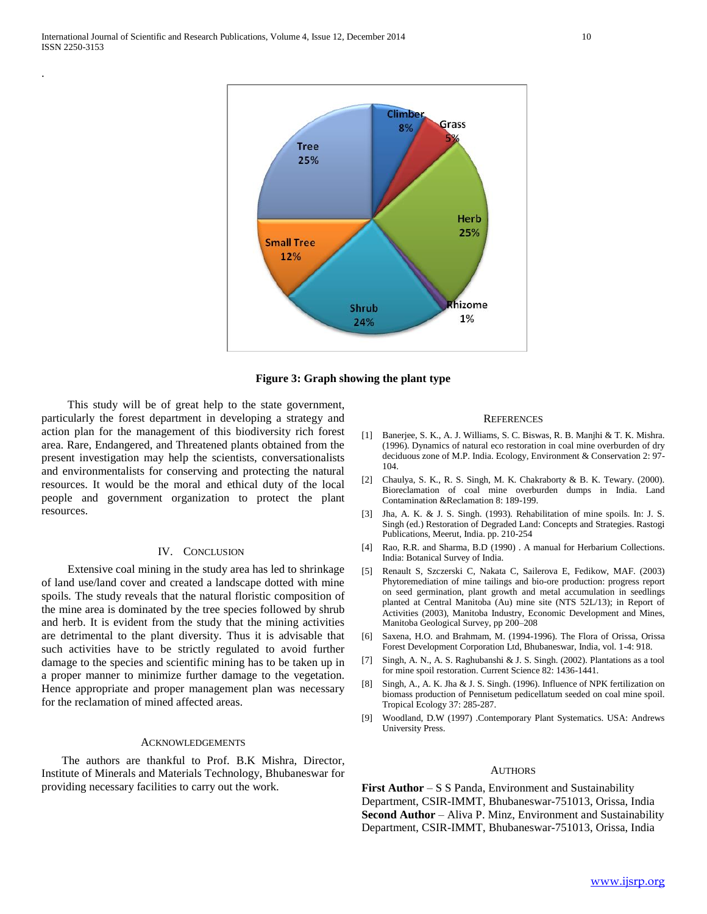Figure 3: Graph showing the plant type

This study will be of great help to the state government, particularly the forest department in developing a strategy and action plan for the management of this biodiversity rich forest area. Rare, Endangered, and Threatened plants obtained from the present investigation may help the scientists, conversationalists and environmentalists for conserving and protecting the natural resources. It would be the moral and ethical duty of the local people and government organization to protect the plant resources.

## IV. Conclusion

Extensive coal mining in the study area has led to shrinkage of land use/land cover and created a landscape dotted with mine spoils. The study reveals that the natural floristic composition of the mine area is dominated by the tree species followed by shrub and herb. It is evident from the study that the mining activities are detrimental to the plant diversity. Thus it is advisable that such activities have to be strictly regulated to avoid further damage to the species and scientific mining has to be taken up in a proper manner to minimize further damage to the vegetation. Hence appropriate and proper management plan was necessary for the reclamation of mined affected areas.

## Acknowledgements

The authors are thankful to Prof. B.K Mishra, Director, Institute of Minerals and Materials Technology, Bhubaneswar for providing necessary facilities to carry out the work.

## References

[1] Banerjee, S. K., A. J. Williams, S. C. Biswas, R. B. Manjhi & T. K. Mishra. (1996). Dynamics of natural eco restoration in coal mine overburden of dry deciduous zone of M.P. India. Ecology, Environment & Conservation 2: 97-104.

[2] Chaulya, S. K., R. S. Singh, M. K. Chakraborty & B. K. Tewary. (2000). Bioreclamation of coal mine overburden dumps in India. Land Contamination &Reclamation 8: 189-199.

[3] Jha, A. K. & J. S. Singh. (1993). Rehabilitation of mine spoils. In: J. S. Singh (ed.) Restoration of Degraded Land: Concepts and Strategies. Rastogi Publications, Meerut, India. pp. 210-254

[4] Rao, R.R. and Sharma, B.D (1990) . A manual for Herbarium Collections. India: Botanical Survey of India.

[5] Renault S, Szczerski C, Nakata C, Sailerova E, Fedikow, MAF. (2003) Phytoremediation of mine tailings and bio-ore production: progress report on seed germination, plant growth and metal accumulation in seedlings planted at Central Manitoba (Au) mine site (NTS 52L/13); in Report of Activities (2003), Manitoba Industry, Economic Development and Mines, Manitoba Geological Survey, pp 200–208

[6] Saxena, H.O. and Brahmam, M. (1994-1996). The Flora of Orissa, Orissa Forest Development Corporation Ltd, Bhubaneswar, India, vol. 1-4: 918.

[7] Singh, A. N., A. S. Raghubanshi & J. S. Singh. (2002). Plantations as a tool for mine spoil restoration. Current Science 82: 1436-1441.

[8] Singh, A., A. K. Jha & J. S. Singh. (1996). Influence of NPK fertilization on biomass production of Pennisetum pedicellatum seeded on coal mine spoil. Tropical Ecology 37: 285-287.

[9] Woodland, D.W (1997) .Contemporary Plant Systematics. USA: Andrews University Press.

## Authors

**First Author** – S S Panda, Environment and Sustainability Department, CSIR-IMMT, Bhubaneswar-751013, Orissa, India

**Second Author** – Aliva P. Minz, Environment and Sustainability Department, CSIR-IMMT, Bhubaneswar-751013, Orissa, India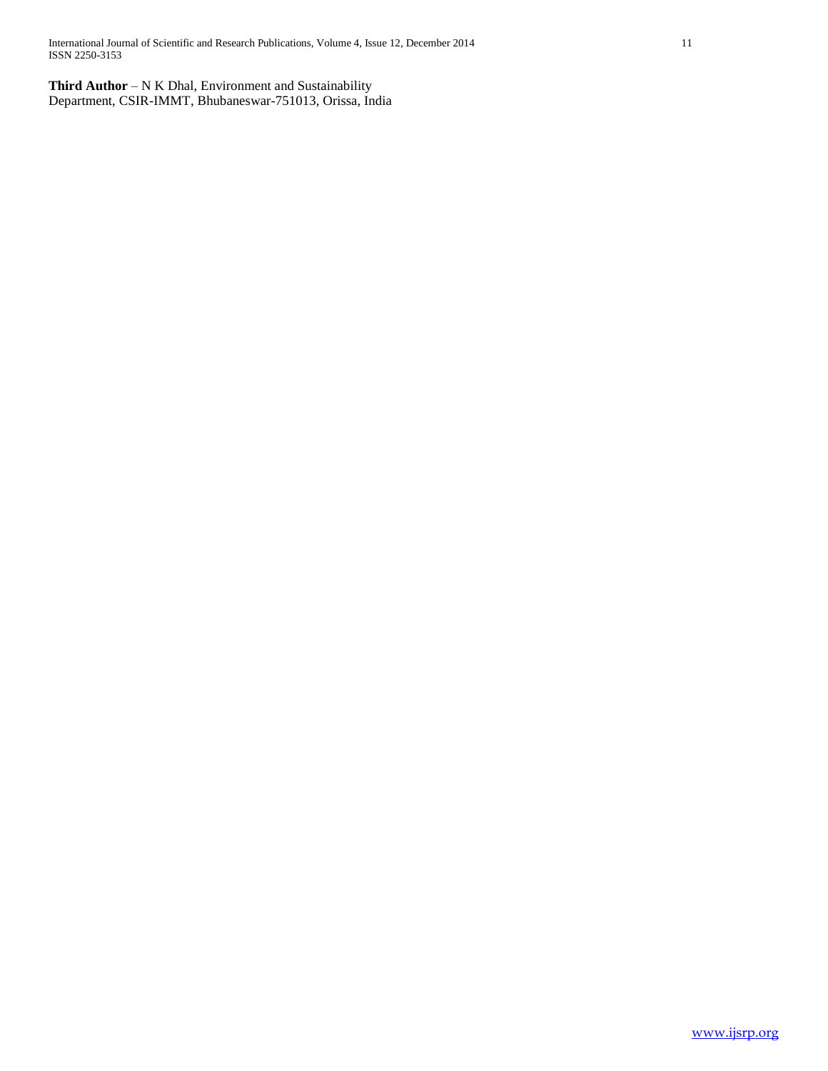**Third Author** – N K Dhal, Environment and Sustainability Department, CSIR-IMMT, Bhubaneswar-751013, Orissa, India